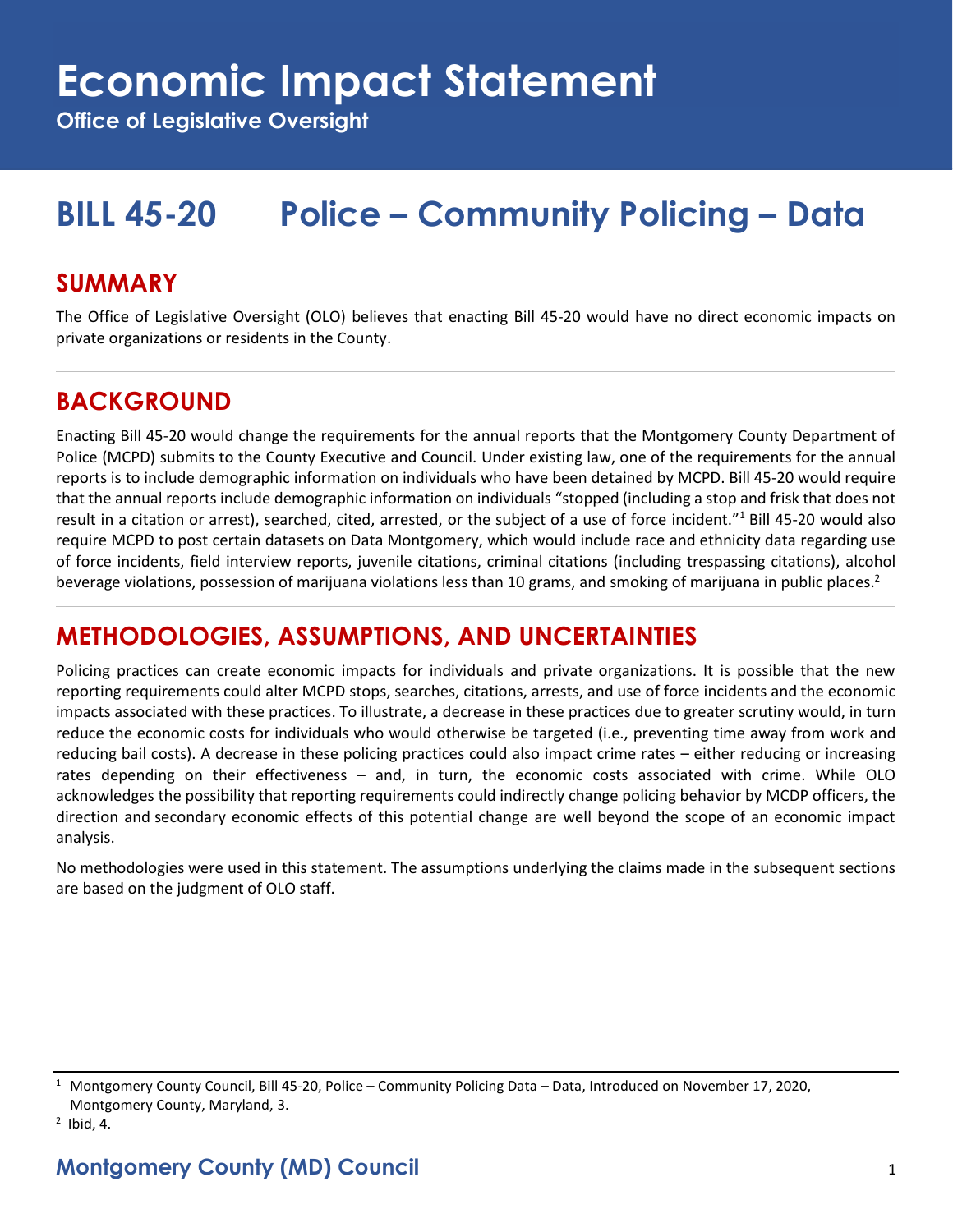# Economic Impact Statement

**Office of Legislative Oversight**

# BILL 45-20 Police – Community Policing – Data

## SUMMARY

The Office of Legislative Oversight (OLO) believes that enacting Bill 45-20 would have no direct economic impacts on private organizations or residents in the County.

## BACKGROUND

Enacting Bill 45-20 would change the requirements for the annual reports that the Montgomery County Department of Police (MCPD) submits to the County Executive and Council. Under existing law, one of the requirements for the annual reports is to include demographic information on individuals who have been detained by MCPD. Bill 45-20 would require that the annual reports include demographic information on individuals "stopped (including a stop and frisk that does not result in a citation or arrest), searched, cited, arrested, or the subject of a use of force incident."[1] Bill 45-20 would also require MCPD to post certain datasets on Data Montgomery, which would include race and ethnicity data regarding use of force incidents, field interview reports, juvenile citations, criminal citations (including trespassing citations), alcohol beverage violations, possession of marijuana violations less than 10 grams, and smoking of marijuana in public places.[2]

## METHODOLOGIES, ASSUMPTIONS, AND UNCERTAINTIES

Policing practices can create economic impacts for individuals and private organizations. It is possible that the new reporting requirements could alter MCPD stops, searches, citations, arrests, and use of force incidents and the economic impacts associated with these practices. To illustrate, a decrease in these practices due to greater scrutiny would, in turn reduce the economic costs for individuals who would otherwise be targeted (i.e., preventing time away from work and reducing bail costs). A decrease in these policing practices could also impact crime rates – either reducing or increasing rates depending on their effectiveness – and, in turn, the economic costs associated with crime. While OLO acknowledges the possibility that reporting requirements could indirectly change policing behavior by MCDP officers, the direction and secondary economic effects of this potential change are well beyond the scope of an economic impact analysis.

No methodologies were used in this statement. The assumptions underlying the claims made in the subsequent sections are based on the judgment of OLO staff.

---

[1] Montgomery County Council, Bill 45-20, Police – Community Policing Data – Data, Introduced on November 17, 2020, Montgomery County, Maryland, 3.

[2] Ibid, 4.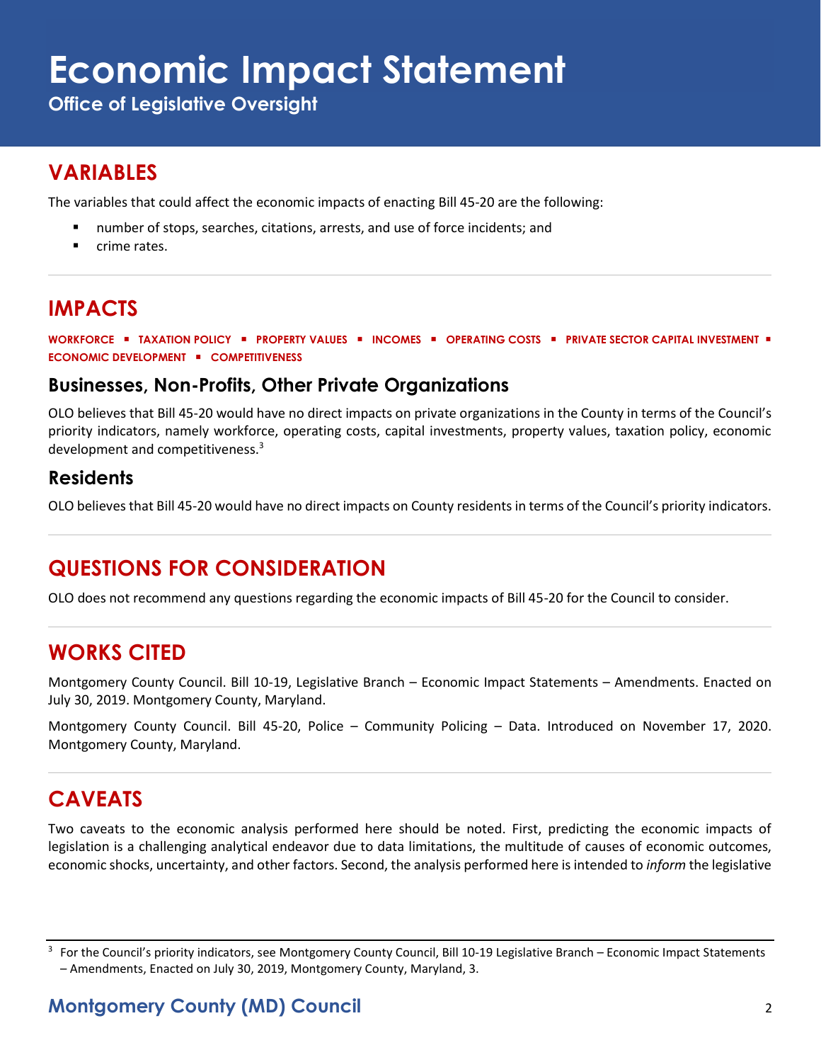# Economic Impact Statement

**Office of Legislative Oversight**

## VARIABLES

The variables that could affect the economic impacts of enacting Bill 45-20 are the following:

- number of stops, searches, citations, arrests, and use of force incidents; and
- crime rates.

## IMPACTS

**WORKFORCE ▪ TAXATION POLICY ▪ PROPERTY VALUES ▪ INCOMES ▪ OPERATING COSTS ▪ PRIVATE SECTOR CAPITAL INVESTMENT ▪ ECONOMIC DEVELOPMENT ▪ COMPETITIVENESS**

### Businesses, Non-Profits, Other Private Organizations

OLO believes that Bill 45-20 would have no direct impacts on private organizations in the County in terms of the Council's priority indicators, namely workforce, operating costs, capital investments, property values, taxation policy, economic development and competitiveness.[3]

### Residents

OLO believes that Bill 45-20 would have no direct impacts on County residents in terms of the Council's priority indicators.

## QUESTIONS FOR CONSIDERATION

OLO does not recommend any questions regarding the economic impacts of Bill 45-20 for the Council to consider.

## WORKS CITED

Montgomery County Council. Bill 10-19, Legislative Branch – Economic Impact Statements – Amendments. Enacted on July 30, 2019. Montgomery County, Maryland.

Montgomery County Council. Bill 45-20, Police – Community Policing – Data. Introduced on November 17, 2020. Montgomery County, Maryland.

## CAVEATS

Two caveats to the economic analysis performed here should be noted. First, predicting the economic impacts of legislation is a challenging analytical endeavor due to data limitations, the multitude of causes of economic outcomes, economic shocks, uncertainty, and other factors. Second, the analysis performed here is intended to *inform* the legislative

[3] For the Council's priority indicators, see Montgomery County Council, Bill 10-19 Legislative Branch – Economic Impact Statements – Amendments, Enacted on July 30, 2019, Montgomery County, Maryland, 3.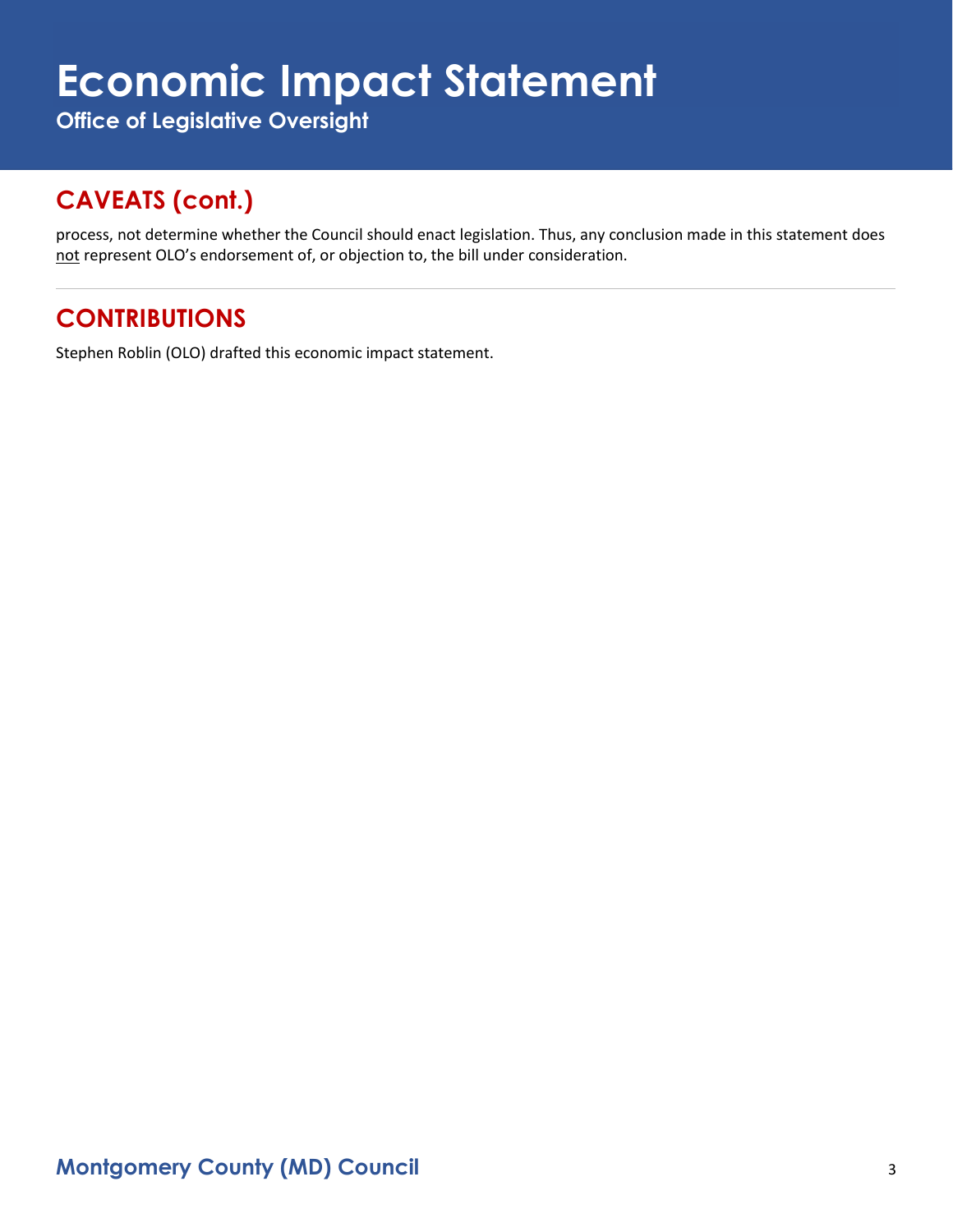## CAVEATS (cont.)

process, not determine whether the Council should enact legislation. Thus, any conclusion made in this statement does not represent OLO's endorsement of, or objection to, the bill under consideration.

---

## CONTRIBUTIONS

Stephen Roblin (OLO) drafted this economic impact statement.